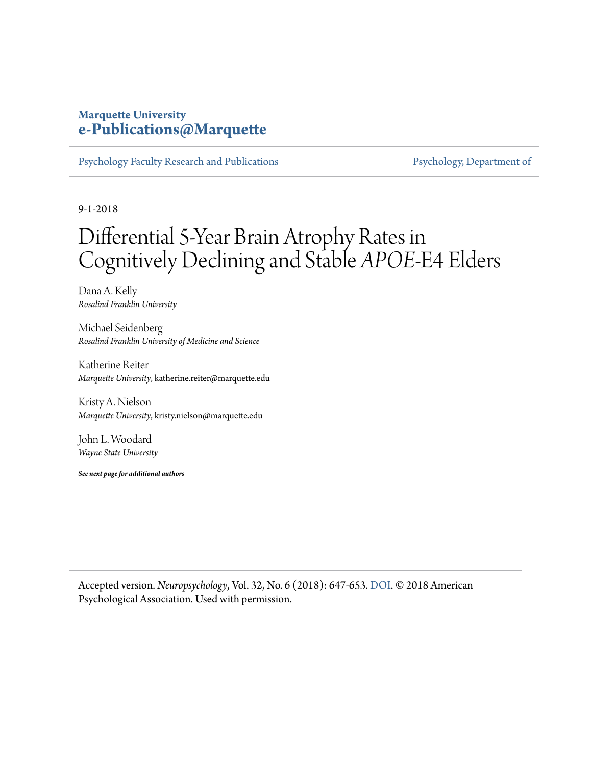Marquette University
**e-Publications@Marquette**

Psychology Faculty Research and Publications | Psychology, Department of

9-1-2018

# Differential 5-Year Brain Atrophy Rates in Cognitively Declining and Stable *APOE*-E4 Elders

Dana A. Kelly
*Rosalind Franklin University*

Michael Seidenberg
*Rosalind Franklin University of Medicine and Science*

Katherine Reiter
*Marquette University*, katherine.reiter@marquette.edu

Kristy A. Nielson
*Marquette University*, kristy.nielson@marquette.edu

John L. Woodard
*Wayne State University*

***See next page for additional authors***

Accepted version. *Neuropsychology*, Vol. 32, No. 6 (2018): 647-653. DOI. © 2018 American Psychological Association. Used with permission.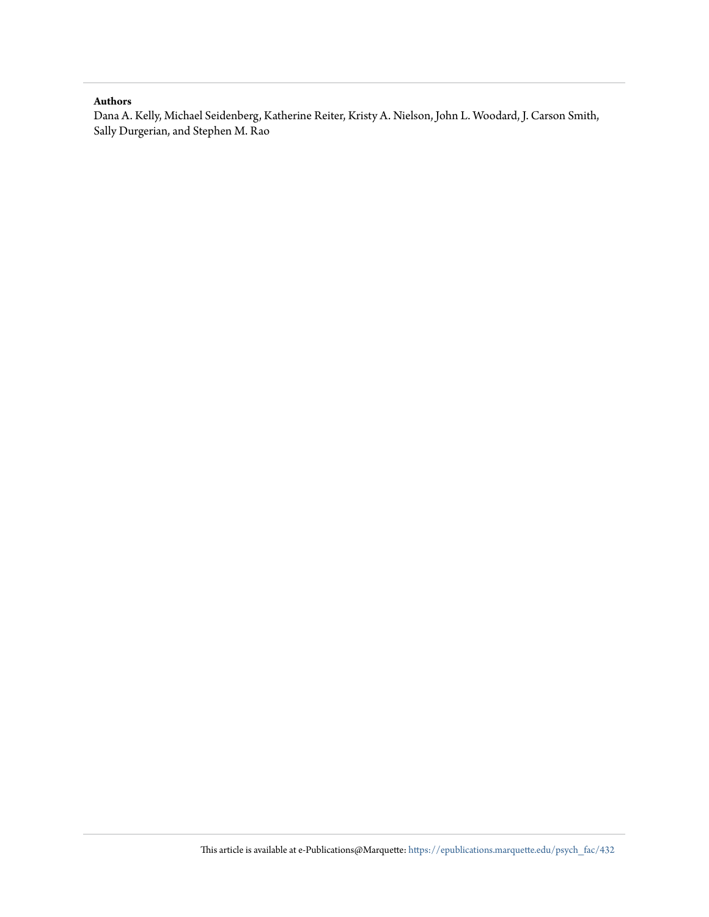**Authors**

Dana A. Kelly, Michael Seidenberg, Katherine Reiter, Kristy A. Nielson, John L. Woodard, J. Carson Smith, Sally Durgerian, and Stephen M. Rao

This article is available at e-Publications@Marquette: https://epublications.marquette.edu/psych_fac/432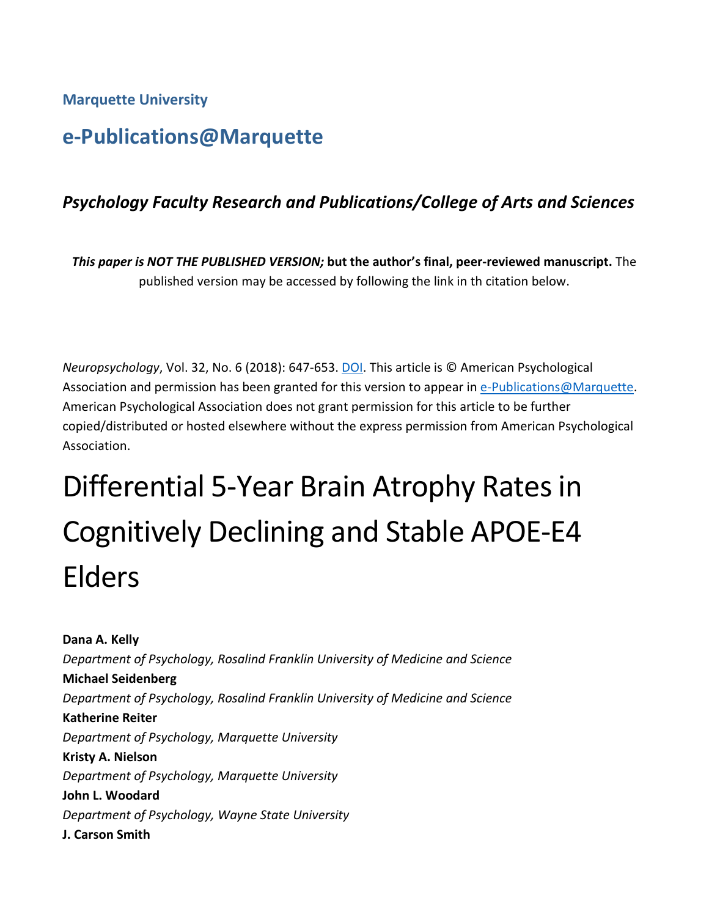Marquette University

# e-Publications@Marquette

*Psychology Faculty Research and Publications/College of Arts and Sciences*

***This paper is NOT THE PUBLISHED VERSION;* but the author's final, peer-reviewed manuscript.** The published version may be accessed by following the link in th citation below.

*Neuropsychology*, Vol. 32, No. 6 (2018): 647-653. DOI. This article is © American Psychological Association and permission has been granted for this version to appear in e-Publications@Marquette. American Psychological Association does not grant permission for this article to be further copied/distributed or hosted elsewhere without the express permission from American Psychological Association.

# Differential 5-Year Brain Atrophy Rates in Cognitively Declining and Stable APOE-E4 Elders

**Dana A. Kelly**
*Department of Psychology, Rosalind Franklin University of Medicine and Science*
**Michael Seidenberg**
*Department of Psychology, Rosalind Franklin University of Medicine and Science*
**Katherine Reiter**
*Department of Psychology, Marquette University*
**Kristy A. Nielson**
*Department of Psychology, Marquette University*
**John L. Woodard**
*Department of Psychology, Wayne State University*
**J. Carson Smith**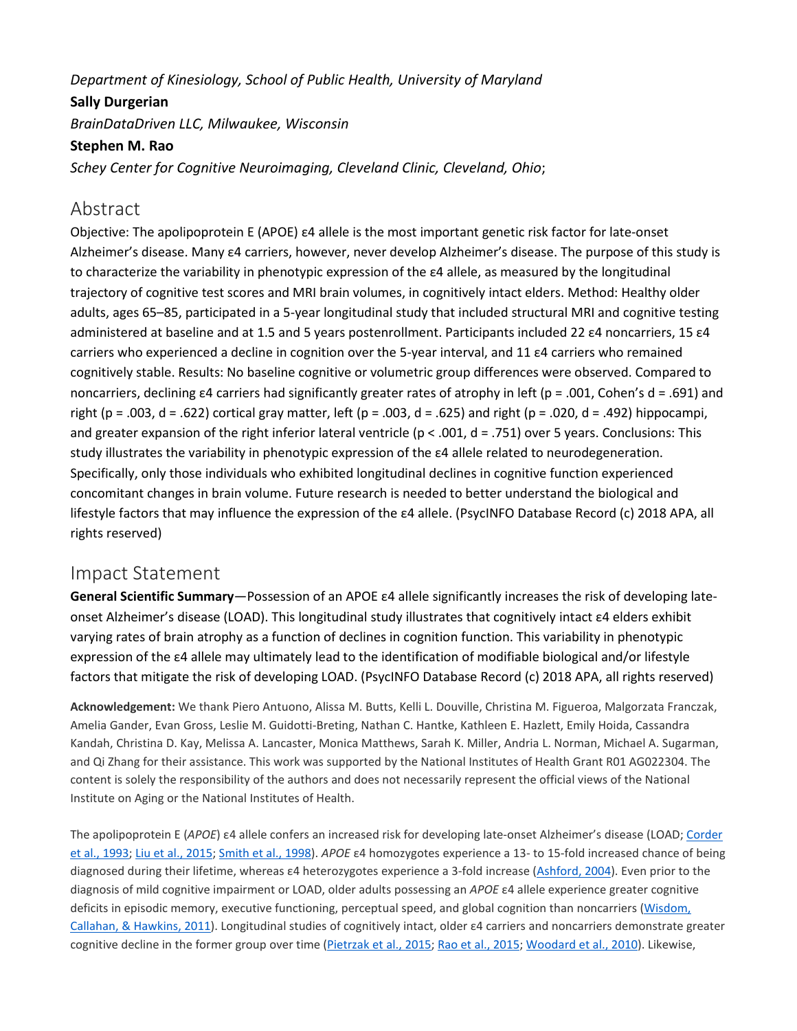*Department of Kinesiology, School of Public Health, University of Maryland*

**Sally Durgerian**

*BrainDataDriven LLC, Milwaukee, Wisconsin*

**Stephen M. Rao**

*Schey Center for Cognitive Neuroimaging, Cleveland Clinic, Cleveland, Ohio*;

## Abstract

Objective: The apolipoprotein E (APOE) ε4 allele is the most important genetic risk factor for late-onset Alzheimer's disease. Many ε4 carriers, however, never develop Alzheimer's disease. The purpose of this study is to characterize the variability in phenotypic expression of the ε4 allele, as measured by the longitudinal trajectory of cognitive test scores and MRI brain volumes, in cognitively intact elders. Method: Healthy older adults, ages 65–85, participated in a 5-year longitudinal study that included structural MRI and cognitive testing administered at baseline and at 1.5 and 5 years postenrollment. Participants included 22 ε4 noncarriers, 15 ε4 carriers who experienced a decline in cognition over the 5-year interval, and 11 ε4 carriers who remained cognitively stable. Results: No baseline cognitive or volumetric group differences were observed. Compared to noncarriers, declining ε4 carriers had significantly greater rates of atrophy in left ($p = .001$, Cohen's $d = .691$) and right ($p = .003$, $d = .622$) cortical gray matter, left ($p = .003$, $d = .625$) and right ($p = .020$, $d = .492$) hippocampi, and greater expansion of the right inferior lateral ventricle ($p < .001$, $d = .751$) over 5 years. Conclusions: This study illustrates the variability in phenotypic expression of the ε4 allele related to neurodegeneration. Specifically, only those individuals who exhibited longitudinal declines in cognitive function experienced concomitant changes in brain volume. Future research is needed to better understand the biological and lifestyle factors that may influence the expression of the ε4 allele. (PsycINFO Database Record (c) 2018 APA, all rights reserved)

## Impact Statement

**General Scientific Summary**—Possession of an APOE ε4 allele significantly increases the risk of developing late-onset Alzheimer's disease (LOAD). This longitudinal study illustrates that cognitively intact ε4 elders exhibit varying rates of brain atrophy as a function of declines in cognition function. This variability in phenotypic expression of the ε4 allele may ultimately lead to the identification of modifiable biological and/or lifestyle factors that mitigate the risk of developing LOAD. (PsycINFO Database Record (c) 2018 APA, all rights reserved)

**Acknowledgement:** We thank Piero Antuono, Alissa M. Butts, Kelli L. Douville, Christina M. Figueroa, Malgorzata Franczak, Amelia Gander, Evan Gross, Leslie M. Guidotti-Breting, Nathan C. Hantke, Kathleen E. Hazlett, Emily Hoida, Cassandra Kandah, Christina D. Kay, Melissa A. Lancaster, Monica Matthews, Sarah K. Miller, Andria L. Norman, Michael A. Sugarman, and Qi Zhang for their assistance. This work was supported by the National Institutes of Health Grant R01 AG022304. The content is solely the responsibility of the authors and does not necessarily represent the official views of the National Institute on Aging or the National Institutes of Health.

The apolipoprotein E (*APOE*) ε4 allele confers an increased risk for developing late-onset Alzheimer's disease (LOAD; Corder et al., 1993; Liu et al., 2015; Smith et al., 1998). *APOE* ε4 homozygotes experience a 13- to 15-fold increased chance of being diagnosed during their lifetime, whereas ε4 heterozygotes experience a 3-fold increase (Ashford, 2004). Even prior to the diagnosis of mild cognitive impairment or LOAD, older adults possessing an *APOE* ε4 allele experience greater cognitive deficits in episodic memory, executive functioning, perceptual speed, and global cognition than noncarriers (Wisdom, Callahan, & Hawkins, 2011). Longitudinal studies of cognitively intact, older ε4 carriers and noncarriers demonstrate greater cognitive decline in the former group over time (Pietrzak et al., 2015; Rao et al., 2015; Woodard et al., 2010). Likewise,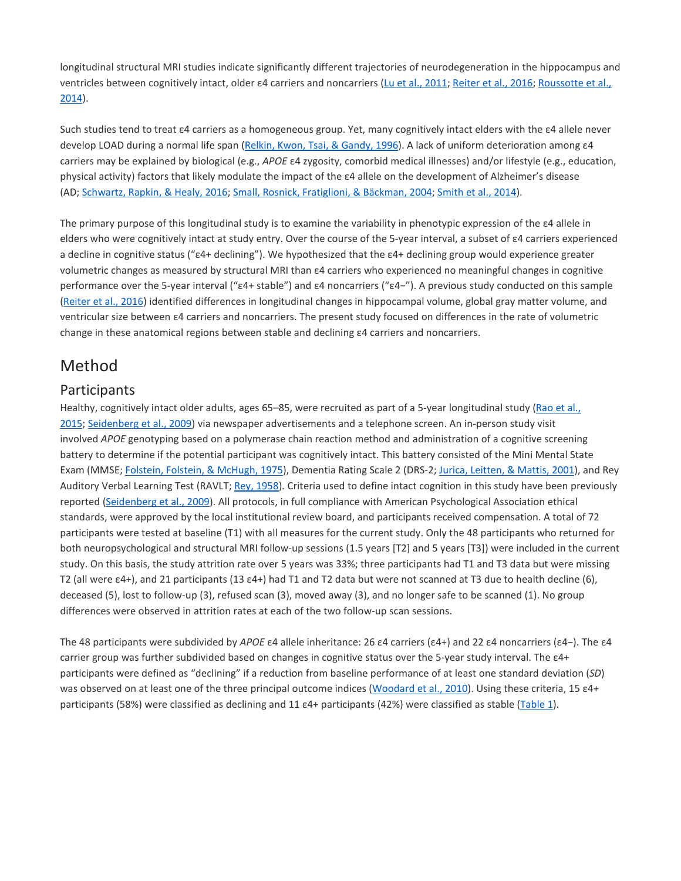longitudinal structural MRI studies indicate significantly different trajectories of neurodegeneration in the hippocampus and ventricles between cognitively intact, older ε4 carriers and noncarriers (Lu et al., 2011; Reiter et al., 2016; Roussotte et al., 2014).

Such studies tend to treat ε4 carriers as a homogeneous group. Yet, many cognitively intact elders with the ε4 allele never develop LOAD during a normal life span (Relkin, Kwon, Tsai, & Gandy, 1996). A lack of uniform deterioration among ε4 carriers may be explained by biological (e.g., *APOE* ε4 zygosity, comorbid medical illnesses) and/or lifestyle (e.g., education, physical activity) factors that likely modulate the impact of the ε4 allele on the development of Alzheimer's disease (AD; Schwartz, Rapkin, & Healy, 2016; Small, Rosnick, Fratiglioni, & Bäckman, 2004; Smith et al., 2014).

The primary purpose of this longitudinal study is to examine the variability in phenotypic expression of the ε4 allele in elders who were cognitively intact at study entry. Over the course of the 5-year interval, a subset of ε4 carriers experienced a decline in cognitive status ("ε4+ declining"). We hypothesized that the ε4+ declining group would experience greater volumetric changes as measured by structural MRI than ε4 carriers who experienced no meaningful changes in cognitive performance over the 5-year interval ("ε4+ stable") and ε4 noncarriers ("ε4−"). A previous study conducted on this sample (Reiter et al., 2016) identified differences in longitudinal changes in hippocampal volume, global gray matter volume, and ventricular size between ε4 carriers and noncarriers. The present study focused on differences in the rate of volumetric change in these anatomical regions between stable and declining ε4 carriers and noncarriers.

# Method

## Participants

Healthy, cognitively intact older adults, ages 65–85, were recruited as part of a 5-year longitudinal study (Rao et al., 2015; Seidenberg et al., 2009) via newspaper advertisements and a telephone screen. An in-person study visit involved *APOE* genotyping based on a polymerase chain reaction method and administration of a cognitive screening battery to determine if the potential participant was cognitively intact. This battery consisted of the Mini Mental State Exam (MMSE; Folstein, Folstein, & McHugh, 1975), Dementia Rating Scale 2 (DRS-2; Jurica, Leitten, & Mattis, 2001), and Rey Auditory Verbal Learning Test (RAVLT; Rey, 1958). Criteria used to define intact cognition in this study have been previously reported (Seidenberg et al., 2009). All protocols, in full compliance with American Psychological Association ethical standards, were approved by the local institutional review board, and participants received compensation. A total of 72 participants were tested at baseline (T1) with all measures for the current study. Only the 48 participants who returned for both neuropsychological and structural MRI follow-up sessions (1.5 years [T2] and 5 years [T3]) were included in the current study. On this basis, the study attrition rate over 5 years was 33%; three participants had T1 and T3 data but were missing T2 (all were ε4+), and 21 participants (13 ε4+) had T1 and T2 data but were not scanned at T3 due to health decline (6), deceased (5), lost to follow-up (3), refused scan (3), moved away (3), and no longer safe to be scanned (1). No group differences were observed in attrition rates at each of the two follow-up scan sessions.

The 48 participants were subdivided by *APOE* ε4 allele inheritance: 26 ε4 carriers (ε4+) and 22 ε4 noncarriers (ε4−). The ε4 carrier group was further subdivided based on changes in cognitive status over the 5-year study interval. The ε4+ participants were defined as "declining" if a reduction from baseline performance of at least one standard deviation (*SD*) was observed on at least one of the three principal outcome indices (Woodard et al., 2010). Using these criteria, 15 ε4+ participants (58%) were classified as declining and 11 ε4+ participants (42%) were classified as stable (Table 1).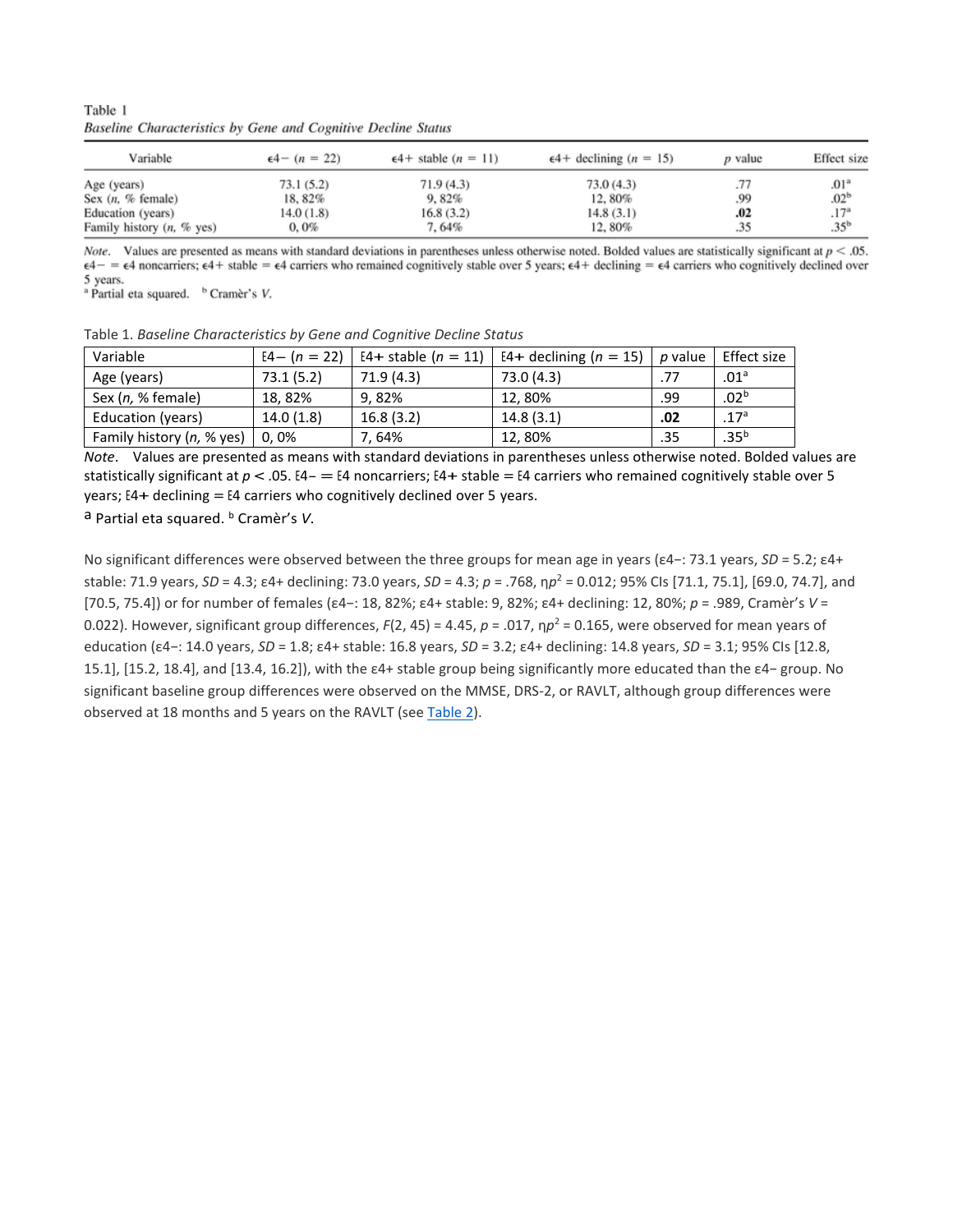Table 1. *Baseline Characteristics by Gene and Cognitive Decline Status*

| Variable | ε4− (*n* = 22) | ε4+ stable (*n* = 11) | ε4+ declining (*n* = 15) | *p* value | Effect size |
|---|---|---|---|---|---|
| Age (years) | 73.1 (5.2) | 71.9 (4.3) | 73.0 (4.3) | .77 | .01[a] |
| Sex (*n*, % female) | 18, 82% | 9, 82% | 12, 80% | .99 | .02[b] |
| Education (years) | 14.0 (1.8) | 16.8 (3.2) | 14.8 (3.1) | **.02** | .17[a] |
| Family history (*n*, % yes) | 0, 0% | 7, 64% | 12, 80% | .35 | .35[b] |

*Note*. Values are presented as means with standard deviations in parentheses unless otherwise noted. Bolded values are statistically significant at $p < .05$. ε4− = ε4 noncarriers; ε4+ stable = ε4 carriers who remained cognitively stable over 5 years; ε4+ declining = ε4 carriers who cognitively declined over 5 years.

[a] Partial eta squared. [b] Cramèr's *V*.

No significant differences were observed between the three groups for mean age in years (ε4−: 73.1 years, $SD$ = 5.2; ε4+ stable: 71.9 years, $SD$ = 4.3; ε4+ declining: 73.0 years, $SD$ = 4.3; $p$ = .768, $\eta_p^2$ = 0.012; 95% CIs [71.1, 75.1], [69.0, 74.7], and [70.5, 75.4]) or for number of females (ε4−: 18, 82%; ε4+ stable: 9, 82%; ε4+ declining: 12, 80%; $p$ = .989, Cramèr's $V$ = 0.022). However, significant group differences, $F(2, 45) = 4.45$, $p$ = .017, $\eta_p^2$ = 0.165, were observed for mean years of education (ε4−: 14.0 years, $SD$ = 1.8; ε4+ stable: 16.8 years, $SD$ = 3.2; ε4+ declining: 14.8 years, $SD$ = 3.1; 95% CIs [12.8, 15.1], [15.2, 18.4], and [13.4, 16.2]), with the ε4+ stable group being significantly more educated than the ε4− group. No significant baseline group differences were observed on the MMSE, DRS-2, or RAVLT, although group differences were observed at 18 months and 5 years on the RAVLT (see Table 2).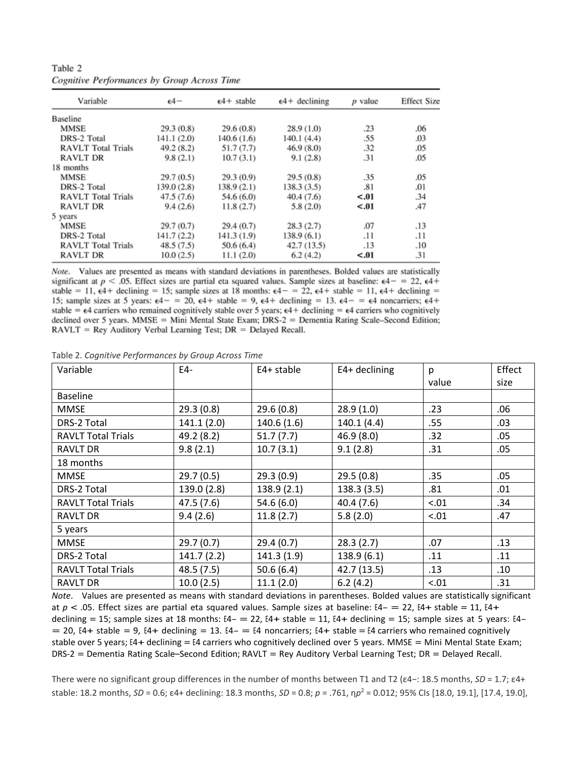Table 2. *Cognitive Performances by Group Across Time*

| Variable | E4- | E4+ stable | E4+ declining | p value | Effect size |
|---|---|---|---|---|---|
| Baseline | | | | | |
| MMSE | 29.3 (0.8) | 29.6 (0.8) | 28.9 (1.0) | .23 | .06 |
| DRS-2 Total | 141.1 (2.0) | 140.6 (1.6) | 140.1 (4.4) | .55 | .03 |
| RAVLT Total Trials | 49.2 (8.2) | 51.7 (7.7) | 46.9 (8.0) | .32 | .05 |
| RAVLT DR | 9.8 (2.1) | 10.7 (3.1) | 9.1 (2.8) | .31 | .05 |
| 18 months | | | | | |
| MMSE | 29.7 (0.5) | 29.3 (0.9) | 29.5 (0.8) | .35 | .05 |
| DRS-2 Total | 139.0 (2.8) | 138.9 (2.1) | 138.3 (3.5) | .81 | .01 |
| RAVLT Total Trials | 47.5 (7.6) | 54.6 (6.0) | 40.4 (7.6) | **<.01** | .34 |
| RAVLT DR | 9.4 (2.6) | 11.8 (2.7) | 5.8 (2.0) | **<.01** | .47 |
| 5 years | | | | | |
| MMSE | 29.7 (0.7) | 29.4 (0.7) | 28.3 (2.7) | .07 | .13 |
| DRS-2 Total | 141.7 (2.2) | 141.3 (1.9) | 138.9 (6.1) | .11 | .11 |
| RAVLT Total Trials | 48.5 (7.5) | 50.6 (6.4) | 42.7 (13.5) | .13 | .10 |
| RAVLT DR | 10.0 (2.5) | 11.1 (2.0) | 6.2 (4.2) | **<.01** | .31 |

*Note*. Values are presented as means with standard deviations in parentheses. Bolded values are statistically significant at $p < .05$. Effect sizes are partial eta squared values. Sample sizes at baseline: ε4− = 22, ε4+ stable = 11, ε4+ declining = 15; sample sizes at 18 months: ε4− = 22, ε4+ stable = 11, ε4+ declining = 15; sample sizes at 5 years: ε4− = 20, ε4+ stable = 9, ε4+ declining = 13. ε4− = ε4 noncarriers; ε4+ stable = ε4 carriers who remained cognitively stable over 5 years; ε4+ declining = ε4 carriers who cognitively declined over 5 years. MMSE = Mini Mental State Exam; DRS-2 = Dementia Rating Scale–Second Edition; RAVLT = Rey Auditory Verbal Learning Test; DR = Delayed Recall.

There were no significant group differences in the number of months between T1 and T2 (ε4−: 18.5 months, *SD* = 1.7; ε4+ stable: 18.2 months, *SD* = 0.6; ε4+ declining: 18.3 months, *SD* = 0.8; *p* = .761, $\eta p^2$ = 0.012; 95% CIs [18.0, 19.1], [17.4, 19.0],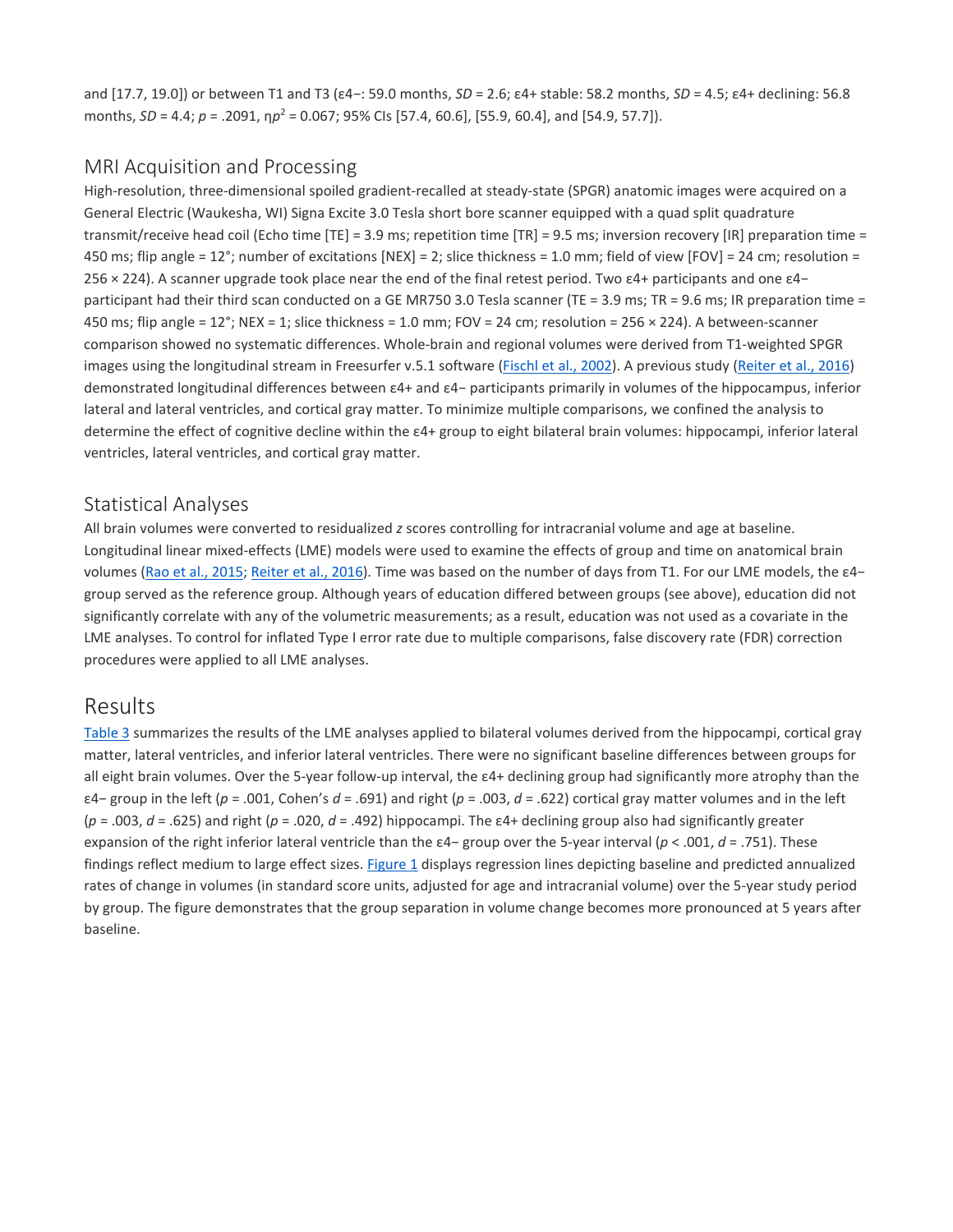and [17.7, 19.0]) or between T1 and T3 (ε4−: 59.0 months, *SD* = 2.6; ε4+ stable: 58.2 months, *SD* = 4.5; ε4+ declining: 56.8 months, *SD* = 4.4; *p* = .2091, $\eta p^2$ = 0.067; 95% CIs [57.4, 60.6], [55.9, 60.4], and [54.9, 57.7]).

## MRI Acquisition and Processing

High-resolution, three-dimensional spoiled gradient-recalled at steady-state (SPGR) anatomic images were acquired on a General Electric (Waukesha, WI) Signa Excite 3.0 Tesla short bore scanner equipped with a quad split quadrature transmit/receive head coil (Echo time [TE] = 3.9 ms; repetition time [TR] = 9.5 ms; inversion recovery [IR] preparation time = 450 ms; flip angle = 12°; number of excitations [NEX] = 2; slice thickness = 1.0 mm; field of view [FOV] = 24 cm; resolution = 256 × 224). A scanner upgrade took place near the end of the final retest period. Two ε4+ participants and one ε4− participant had their third scan conducted on a GE MR750 3.0 Tesla scanner (TE = 3.9 ms; TR = 9.6 ms; IR preparation time = 450 ms; flip angle = 12°; NEX = 1; slice thickness = 1.0 mm; FOV = 24 cm; resolution = 256 × 224). A between-scanner comparison showed no systematic differences. Whole-brain and regional volumes were derived from T1-weighted SPGR images using the longitudinal stream in Freesurfer v.5.1 software (Fischl et al., 2002). A previous study (Reiter et al., 2016) demonstrated longitudinal differences between ε4+ and ε4− participants primarily in volumes of the hippocampus, inferior lateral and lateral ventricles, and cortical gray matter. To minimize multiple comparisons, we confined the analysis to determine the effect of cognitive decline within the ε4+ group to eight bilateral brain volumes: hippocampi, inferior lateral ventricles, lateral ventricles, and cortical gray matter.

## Statistical Analyses

All brain volumes were converted to residualized *z* scores controlling for intracranial volume and age at baseline. Longitudinal linear mixed-effects (LME) models were used to examine the effects of group and time on anatomical brain volumes (Rao et al., 2015; Reiter et al., 2016). Time was based on the number of days from T1. For our LME models, the ε4− group served as the reference group. Although years of education differed between groups (see above), education did not significantly correlate with any of the volumetric measurements; as a result, education was not used as a covariate in the LME analyses. To control for inflated Type I error rate due to multiple comparisons, false discovery rate (FDR) correction procedures were applied to all LME analyses.

# Results

Table 3 summarizes the results of the LME analyses applied to bilateral volumes derived from the hippocampi, cortical gray matter, lateral ventricles, and inferior lateral ventricles. There were no significant baseline differences between groups for all eight brain volumes. Over the 5-year follow-up interval, the ε4+ declining group had significantly more atrophy than the ε4− group in the left (*p* = .001, Cohen's *d* = .691) and right (*p* = .003, *d* = .622) cortical gray matter volumes and in the left (*p* = .003, *d* = .625) and right (*p* = .020, *d* = .492) hippocampi. The ε4+ declining group also had significantly greater expansion of the right inferior lateral ventricle than the ε4− group over the 5-year interval (*p* < .001, *d* = .751). These findings reflect medium to large effect sizes. Figure 1 displays regression lines depicting baseline and predicted annualized rates of change in volumes (in standard score units, adjusted for age and intracranial volume) over the 5-year study period by group. The figure demonstrates that the group separation in volume change becomes more pronounced at 5 years after baseline.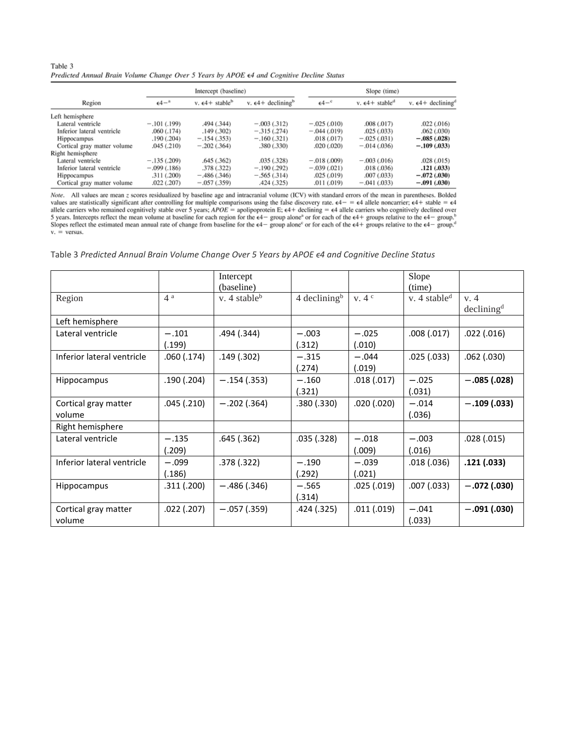Table 3
*Predicted Annual Brain Volume Change Over 5 Years by APOE ϵ4 and Cognitive Decline Status*

| Region | Intercept (baseline) | | | Slope (time) | | |
|---|---|---|---|---|---|---|
| | ϵ4−[a] | v. ϵ4+ stable[b] | v. ϵ4+ declining[b] | ϵ4−[c] | v. ϵ4+ stable[d] | v. ϵ4+ declining[d] |
| Left hemisphere | | | | | | |
| Lateral ventricle | −.101 (.199) | .494 (.344) | −.003 (.312) | −.025 (.010) | .008 (.017) | .022 (.016) |
| Inferior lateral ventricle | .060 (.174) | .149 (.302) | −.315 (.274) | −.044 (.019) | .025 (.033) | .062 (.030) |
| Hippocampus | .190 (.204) | −.154 (.353) | −.160 (.321) | .018 (.017) | −.025 (.031) | **−.085 (.028)** |
| Cortical gray matter volume | .045 (.210) | −.202 (.364) | .380 (.330) | .020 (.020) | −.014 (.036) | **−.109 (.033)** |
| Right hemisphere | | | | | | |
| Lateral ventricle | −.135 (.209) | .645 (.362) | .035 (.328) | −.018 (.009) | −.003 (.016) | .028 (.015) |
| Inferior lateral ventricle | −.099 (.186) | .378 (.322) | −.190 (.292) | −.039 (.021) | .018 (.036) | **.121 (.033)** |
| Hippocampus | .311 (.200) | −.486 (.346) | −.565 (.314) | .025 (.019) | .007 (.033) | **−.072 (.030)** |
| Cortical gray matter volume | .022 (.207) | −.057 (.359) | .424 (.325) | .011 (.019) | −.041 (.033) | **−.091 (.030)** |

*Note.* All values are mean *z* scores residualized by baseline age and intracranial volume (ICV) with standard errors of the mean in parentheses. Bolded values are statistically significant after controlling for multiple comparisons using the false discovery rate. ϵ4− = ϵ4 allele noncarrier; ϵ4+ stable = ϵ4 allele carriers who remained cognitively stable over 5 years; *APOE* = apolipoprotein E; ϵ4+ declining = ϵ4 allele carriers who cognitively declined over 5 years. Intercepts reflect the mean volume at baseline for each region for the ϵ4− group alone[a] or for each of the ϵ4+ groups relative to the ϵ4− group.[b] Slopes reflect the estimated mean annual rate of change from baseline for the ϵ4− group alone[c] or for each of the ϵ4+ groups relative to the ϵ4− group.[d] v. = versus.

Table 3 *Predicted Annual Brain Volume Change Over 5 Years by APOE ϵ4 and Cognitive Decline Status*

| | | Intercept (baseline) | | | Slope (time) | |
|---|---|---|---|---|---|---|
| Region | 4 [a] | v. 4 stable[b] | 4 declining[b] | v. 4 [c] | v. 4 stable[d] | v. 4 declining[d] |
| Left hemisphere | | | | | | |
| Lateral ventricle | −.101 (.199) | .494 (.344) | −.003 (.312) | −.025 (.010) | .008 (.017) | .022 (.016) |
| Inferior lateral ventricle | .060 (.174) | .149 (.302) | −.315 (.274) | −.044 (.019) | .025 (.033) | .062 (.030) |
| Hippocampus | .190 (.204) | −.154 (.353) | −.160 (.321) | .018 (.017) | −.025 (.031) | **−.085 (.028)** |
| Cortical gray matter volume | .045 (.210) | −.202 (.364) | .380 (.330) | .020 (.020) | −.014 (.036) | **−.109 (.033)** |
| Right hemisphere | | | | | | |
| Lateral ventricle | −.135 (.209) | .645 (.362) | .035 (.328) | −.018 (.009) | −.003 (.016) | .028 (.015) |
| Inferior lateral ventricle | −.099 (.186) | .378 (.322) | −.190 (.292) | −.039 (.021) | .018 (.036) | **.121 (.033)** |
| Hippocampus | .311 (.200) | −.486 (.346) | −.565 (.314) | .025 (.019) | .007 (.033) | **−.072 (.030)** |
| Cortical gray matter volume | .022 (.207) | −.057 (.359) | .424 (.325) | .011 (.019) | −.041 (.033) | **−.091 (.030)** |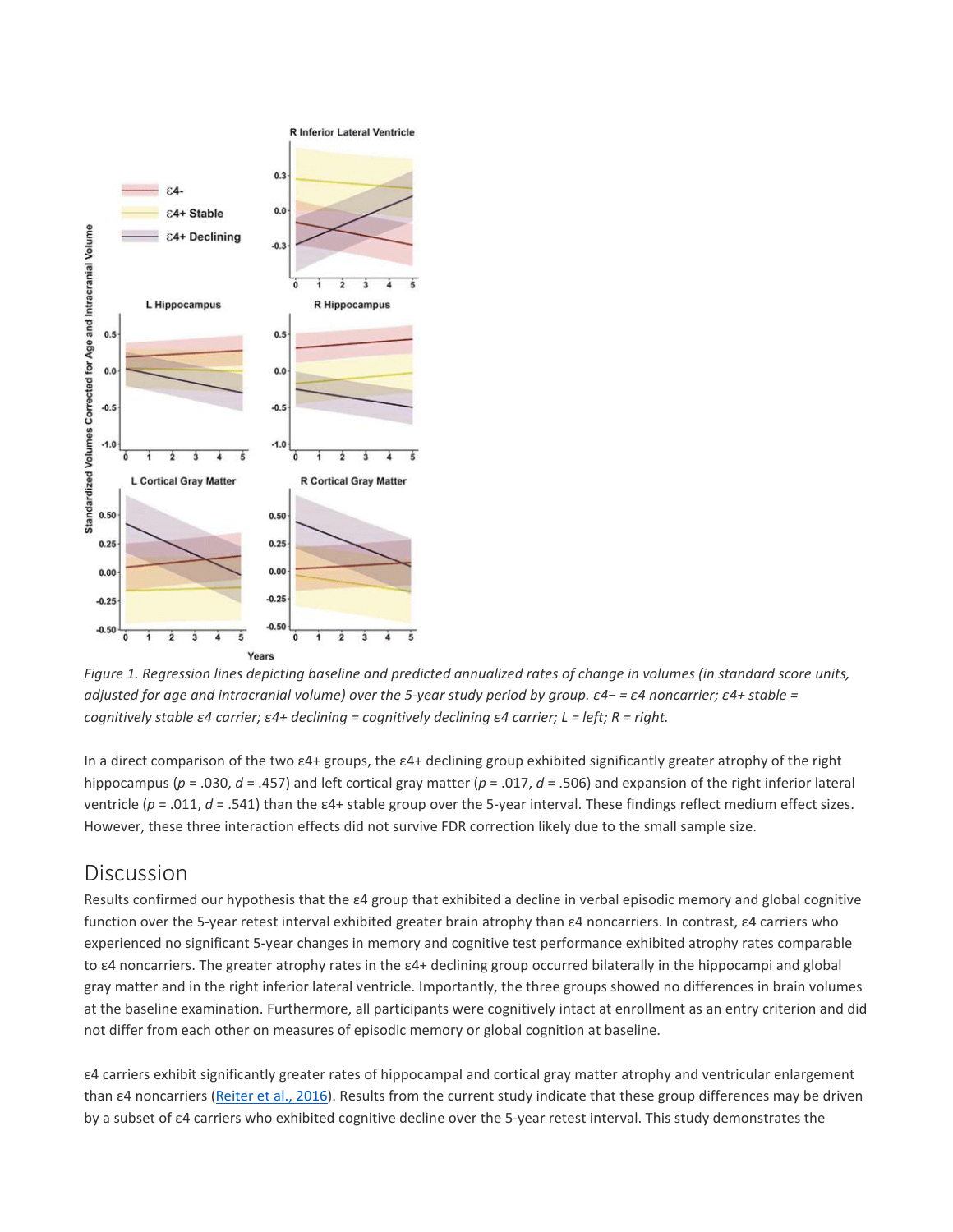*Figure 1. Regression lines depicting baseline and predicted annualized rates of change in volumes (in standard score units, adjusted for age and intracranial volume) over the 5-year study period by group. ε4− = ε4 noncarrier; ε4+ stable = cognitively stable ε4 carrier; ε4+ declining = cognitively declining ε4 carrier; L = left; R = right.*

In a direct comparison of the two ε4+ groups, the ε4+ declining group exhibited significantly greater atrophy of the right hippocampus ($p = .030$, $d = .457$) and left cortical gray matter ($p = .017$, $d = .506$) and expansion of the right inferior lateral ventricle ($p = .011$, $d = .541$) than the ε4+ stable group over the 5-year interval. These findings reflect medium effect sizes. However, these three interaction effects did not survive FDR correction likely due to the small sample size.

## Discussion

Results confirmed our hypothesis that the ε4 group that exhibited a decline in verbal episodic memory and global cognitive function over the 5-year retest interval exhibited greater brain atrophy than ε4 noncarriers. In contrast, ε4 carriers who experienced no significant 5-year changes in memory and cognitive test performance exhibited atrophy rates comparable to ε4 noncarriers. The greater atrophy rates in the ε4+ declining group occurred bilaterally in the hippocampi and global gray matter and in the right inferior lateral ventricle. Importantly, the three groups showed no differences in brain volumes at the baseline examination. Furthermore, all participants were cognitively intact at enrollment as an entry criterion and did not differ from each other on measures of episodic memory or global cognition at baseline.

ε4 carriers exhibit significantly greater rates of hippocampal and cortical gray matter atrophy and ventricular enlargement than ε4 noncarriers (Reiter et al., 2016). Results from the current study indicate that these group differences may be driven by a subset of ε4 carriers who exhibited cognitive decline over the 5-year retest interval. This study demonstrates the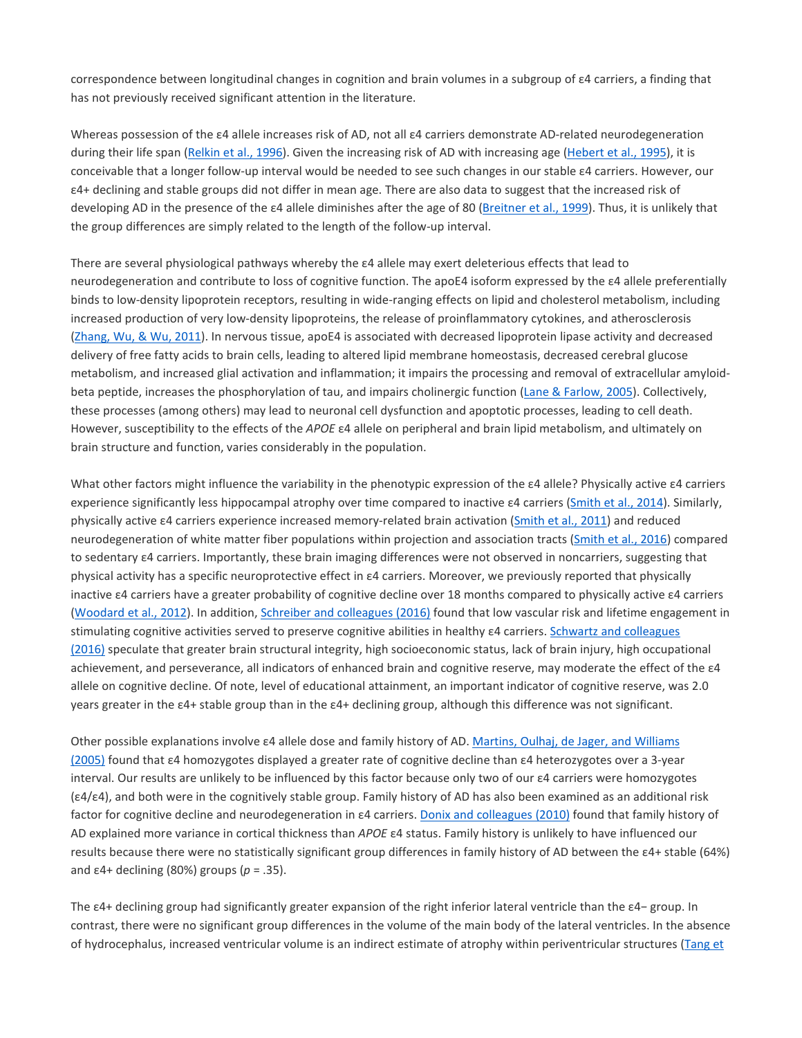correspondence between longitudinal changes in cognition and brain volumes in a subgroup of ε4 carriers, a finding that has not previously received significant attention in the literature.

Whereas possession of the ε4 allele increases risk of AD, not all ε4 carriers demonstrate AD-related neurodegeneration during their life span (Relkin et al., 1996). Given the increasing risk of AD with increasing age (Hebert et al., 1995), it is conceivable that a longer follow-up interval would be needed to see such changes in our stable ε4 carriers. However, our ε4+ declining and stable groups did not differ in mean age. There are also data to suggest that the increased risk of developing AD in the presence of the ε4 allele diminishes after the age of 80 (Breitner et al., 1999). Thus, it is unlikely that the group differences are simply related to the length of the follow-up interval.

There are several physiological pathways whereby the ε4 allele may exert deleterious effects that lead to neurodegeneration and contribute to loss of cognitive function. The apoE4 isoform expressed by the ε4 allele preferentially binds to low-density lipoprotein receptors, resulting in wide-ranging effects on lipid and cholesterol metabolism, including increased production of very low-density lipoproteins, the release of proinflammatory cytokines, and atherosclerosis (Zhang, Wu, & Wu, 2011). In nervous tissue, apoE4 is associated with decreased lipoprotein lipase activity and decreased delivery of free fatty acids to brain cells, leading to altered lipid membrane homeostasis, decreased cerebral glucose metabolism, and increased glial activation and inflammation; it impairs the processing and removal of extracellular amyloid-beta peptide, increases the phosphorylation of tau, and impairs cholinergic function (Lane & Farlow, 2005). Collectively, these processes (among others) may lead to neuronal cell dysfunction and apoptotic processes, leading to cell death. However, susceptibility to the effects of the *APOE* ε4 allele on peripheral and brain lipid metabolism, and ultimately on brain structure and function, varies considerably in the population.

What other factors might influence the variability in the phenotypic expression of the ε4 allele? Physically active ε4 carriers experience significantly less hippocampal atrophy over time compared to inactive ε4 carriers (Smith et al., 2014). Similarly, physically active ε4 carriers experience increased memory-related brain activation (Smith et al., 2011) and reduced neurodegeneration of white matter fiber populations within projection and association tracts (Smith et al., 2016) compared to sedentary ε4 carriers. Importantly, these brain imaging differences were not observed in noncarriers, suggesting that physical activity has a specific neuroprotective effect in ε4 carriers. Moreover, we previously reported that physically inactive ε4 carriers have a greater probability of cognitive decline over 18 months compared to physically active ε4 carriers (Woodard et al., 2012). In addition, Schreiber and colleagues (2016) found that low vascular risk and lifetime engagement in stimulating cognitive activities served to preserve cognitive abilities in healthy ε4 carriers. Schwartz and colleagues (2016) speculate that greater brain structural integrity, high socioeconomic status, lack of brain injury, high occupational achievement, and perseverance, all indicators of enhanced brain and cognitive reserve, may moderate the effect of the ε4 allele on cognitive decline. Of note, level of educational attainment, an important indicator of cognitive reserve, was 2.0 years greater in the ε4+ stable group than in the ε4+ declining group, although this difference was not significant.

Other possible explanations involve ε4 allele dose and family history of AD. Martins, Oulhaj, de Jager, and Williams (2005) found that ε4 homozygotes displayed a greater rate of cognitive decline than ε4 heterozygotes over a 3-year interval. Our results are unlikely to be influenced by this factor because only two of our ε4 carriers were homozygotes (ε4/ε4), and both were in the cognitively stable group. Family history of AD has also been examined as an additional risk factor for cognitive decline and neurodegeneration in ε4 carriers. Donix and colleagues (2010) found that family history of AD explained more variance in cortical thickness than *APOE* ε4 status. Family history is unlikely to have influenced our results because there were no statistically significant group differences in family history of AD between the ε4+ stable (64%) and ε4+ declining (80%) groups ($p = .35$).

The ε4+ declining group had significantly greater expansion of the right inferior lateral ventricle than the ε4− group. In contrast, there were no significant group differences in the volume of the main body of the lateral ventricles. In the absence of hydrocephalus, increased ventricular volume is an indirect estimate of atrophy within periventricular structures (Tang et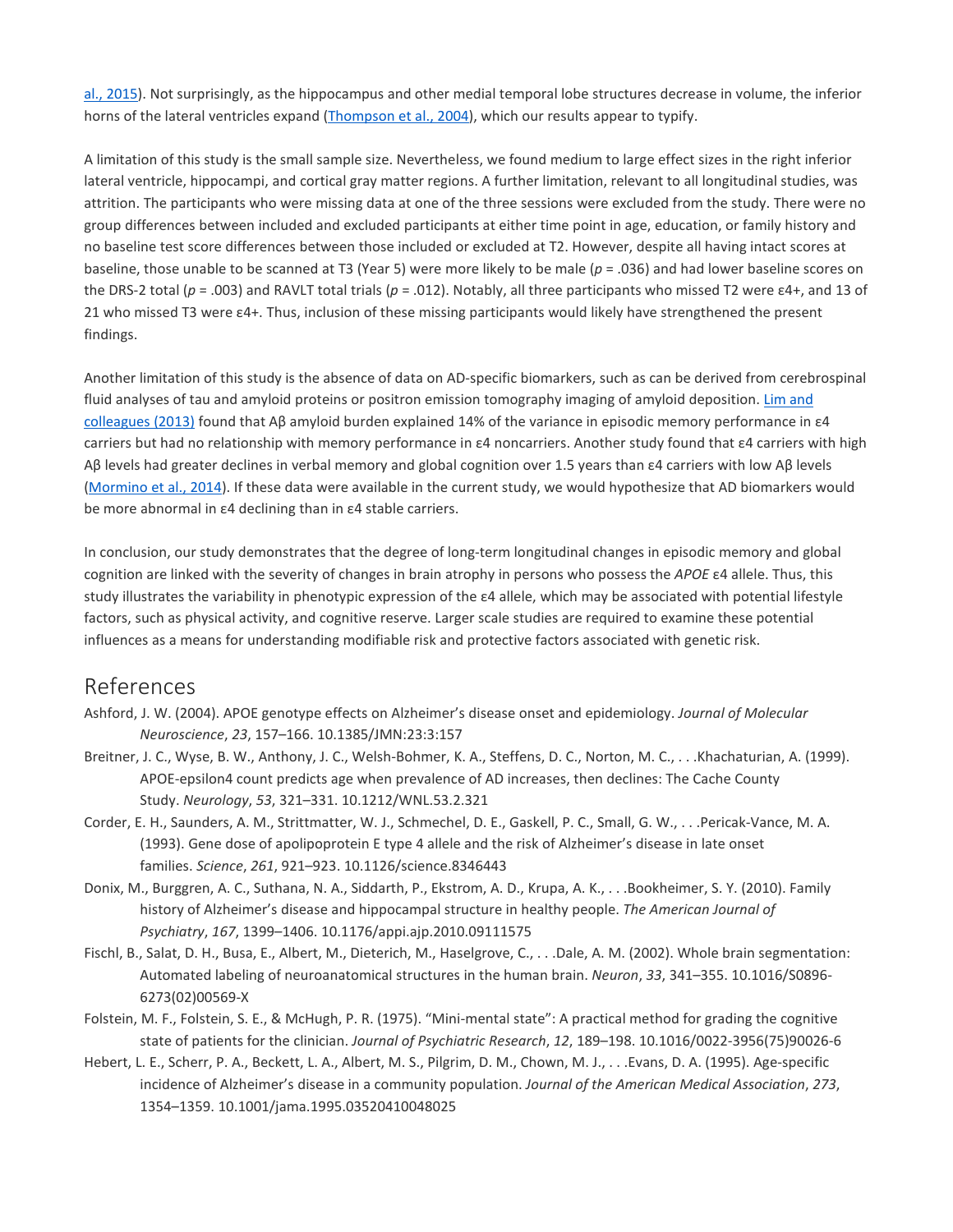al., 2015). Not surprisingly, as the hippocampus and other medial temporal lobe structures decrease in volume, the inferior horns of the lateral ventricles expand (Thompson et al., 2004), which our results appear to typify.

A limitation of this study is the small sample size. Nevertheless, we found medium to large effect sizes in the right inferior lateral ventricle, hippocampi, and cortical gray matter regions. A further limitation, relevant to all longitudinal studies, was attrition. The participants who were missing data at one of the three sessions were excluded from the study. There were no group differences between included and excluded participants at either time point in age, education, or family history and no baseline test score differences between those included or excluded at T2. However, despite all having intact scores at baseline, those unable to be scanned at T3 (Year 5) were more likely to be male ($p = .036$) and had lower baseline scores on the DRS-2 total ($p = .003$) and RAVLT total trials ($p = .012$). Notably, all three participants who missed T2 were ε4+, and 13 of 21 who missed T3 were ε4+. Thus, inclusion of these missing participants would likely have strengthened the present findings.

Another limitation of this study is the absence of data on AD-specific biomarkers, such as can be derived from cerebrospinal fluid analyses of tau and amyloid proteins or positron emission tomography imaging of amyloid deposition. Lim and colleagues (2013) found that Aβ amyloid burden explained 14% of the variance in episodic memory performance in ε4 carriers but had no relationship with memory performance in ε4 noncarriers. Another study found that ε4 carriers with high Aβ levels had greater declines in verbal memory and global cognition over 1.5 years than ε4 carriers with low Aβ levels (Mormino et al., 2014). If these data were available in the current study, we would hypothesize that AD biomarkers would be more abnormal in ε4 declining than in ε4 stable carriers.

In conclusion, our study demonstrates that the degree of long-term longitudinal changes in episodic memory and global cognition are linked with the severity of changes in brain atrophy in persons who possess the *APOE* ε4 allele. Thus, this study illustrates the variability in phenotypic expression of the ε4 allele, which may be associated with potential lifestyle factors, such as physical activity, and cognitive reserve. Larger scale studies are required to examine these potential influences as a means for understanding modifiable risk and protective factors associated with genetic risk.

## References

Ashford, J. W. (2004). APOE genotype effects on Alzheimer's disease onset and epidemiology. *Journal of Molecular Neuroscience*, *23*, 157–166. 10.1385/JMN:23:3:157

Breitner, J. C., Wyse, B. W., Anthony, J. C., Welsh-Bohmer, K. A., Steffens, D. C., Norton, M. C., . . .Khachaturian, A. (1999). APOE-epsilon4 count predicts age when prevalence of AD increases, then declines: The Cache County Study. *Neurology*, *53*, 321–331. 10.1212/WNL.53.2.321

Corder, E. H., Saunders, A. M., Strittmatter, W. J., Schmechel, D. E., Gaskell, P. C., Small, G. W., . . .Pericak-Vance, M. A. (1993). Gene dose of apolipoprotein E type 4 allele and the risk of Alzheimer's disease in late onset families. *Science*, *261*, 921–923. 10.1126/science.8346443

Donix, M., Burggren, A. C., Suthana, N. A., Siddarth, P., Ekstrom, A. D., Krupa, A. K., . . .Bookheimer, S. Y. (2010). Family history of Alzheimer's disease and hippocampal structure in healthy people. *The American Journal of Psychiatry*, *167*, 1399–1406. 10.1176/appi.ajp.2010.09111575

Fischl, B., Salat, D. H., Busa, E., Albert, M., Dieterich, M., Haselgrove, C., . . .Dale, A. M. (2002). Whole brain segmentation: Automated labeling of neuroanatomical structures in the human brain. *Neuron*, *33*, 341–355. 10.1016/S0896-6273(02)00569-X

Folstein, M. F., Folstein, S. E., & McHugh, P. R. (1975). "Mini-mental state": A practical method for grading the cognitive state of patients for the clinician. *Journal of Psychiatric Research*, *12*, 189–198. 10.1016/0022-3956(75)90026-6

Hebert, L. E., Scherr, P. A., Beckett, L. A., Albert, M. S., Pilgrim, D. M., Chown, M. J., . . .Evans, D. A. (1995). Age-specific incidence of Alzheimer's disease in a community population. *Journal of the American Medical Association*, *273*, 1354–1359. 10.1001/jama.1995.03520410048025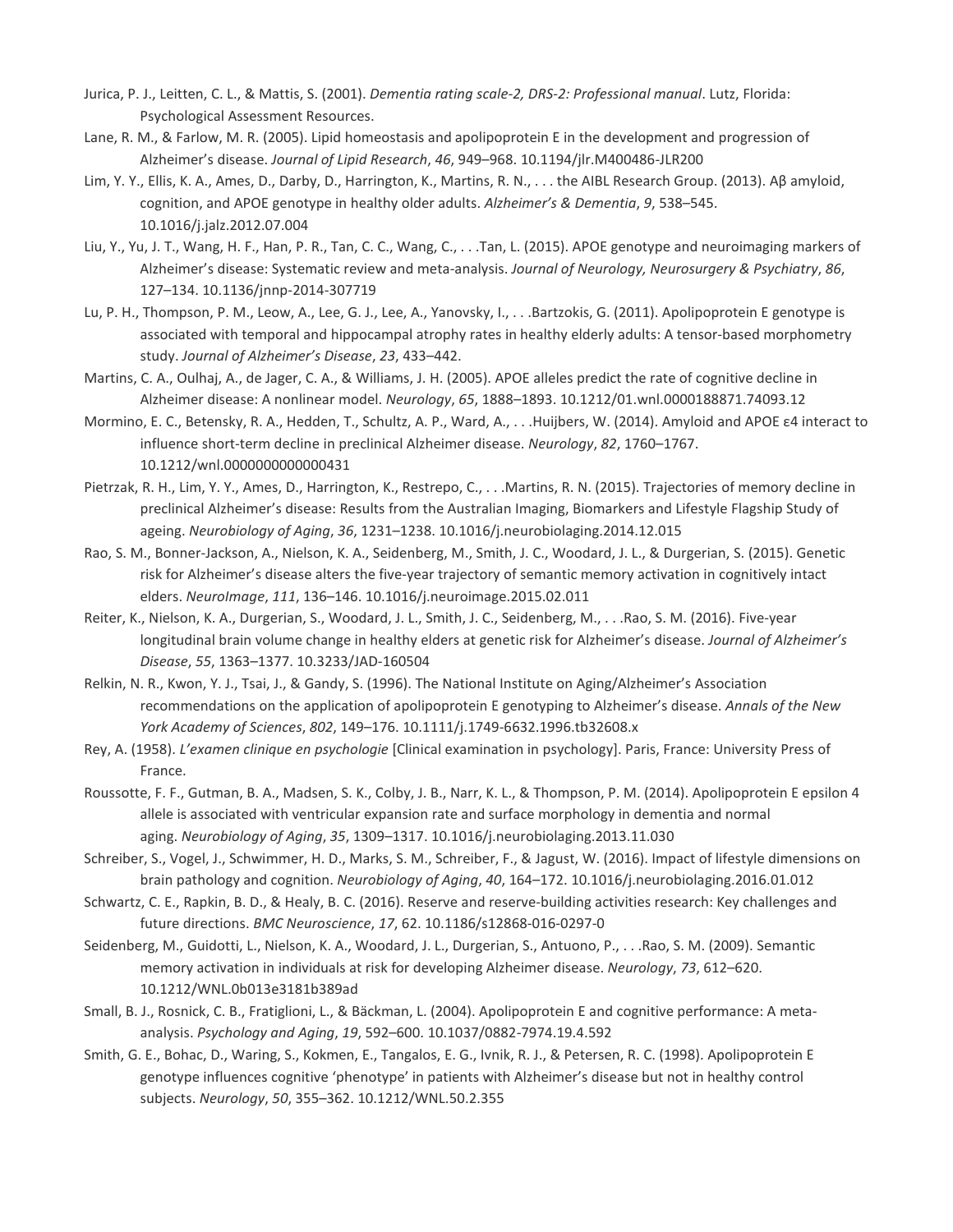Jurica, P. J., Leitten, C. L., & Mattis, S. (2001). *Dementia rating scale-2, DRS-2: Professional manual*. Lutz, Florida: Psychological Assessment Resources.

Lane, R. M., & Farlow, M. R. (2005). Lipid homeostasis and apolipoprotein E in the development and progression of Alzheimer's disease. *Journal of Lipid Research*, *46*, 949–968. 10.1194/jlr.M400486-JLR200

Lim, Y. Y., Ellis, K. A., Ames, D., Darby, D., Harrington, K., Martins, R. N., . . . the AIBL Research Group. (2013). Aβ amyloid, cognition, and APOE genotype in healthy older adults. *Alzheimer's & Dementia*, *9*, 538–545. 10.1016/j.jalz.2012.07.004

Liu, Y., Yu, J. T., Wang, H. F., Han, P. R., Tan, C. C., Wang, C., . . .Tan, L. (2015). APOE genotype and neuroimaging markers of Alzheimer's disease: Systematic review and meta-analysis. *Journal of Neurology, Neurosurgery & Psychiatry*, *86*, 127–134. 10.1136/jnnp-2014-307719

Lu, P. H., Thompson, P. M., Leow, A., Lee, G. J., Lee, A., Yanovsky, I., . . .Bartzokis, G. (2011). Apolipoprotein E genotype is associated with temporal and hippocampal atrophy rates in healthy elderly adults: A tensor-based morphometry study. *Journal of Alzheimer's Disease*, *23*, 433–442.

Martins, C. A., Oulhaj, A., de Jager, C. A., & Williams, J. H. (2005). APOE alleles predict the rate of cognitive decline in Alzheimer disease: A nonlinear model. *Neurology*, *65*, 1888–1893. 10.1212/01.wnl.0000188871.74093.12

Mormino, E. C., Betensky, R. A., Hedden, T., Schultz, A. P., Ward, A., . . .Huijbers, W. (2014). Amyloid and APOE ε4 interact to influence short-term decline in preclinical Alzheimer disease. *Neurology*, *82*, 1760–1767. 10.1212/wnl.0000000000000431

Pietrzak, R. H., Lim, Y. Y., Ames, D., Harrington, K., Restrepo, C., . . .Martins, R. N. (2015). Trajectories of memory decline in preclinical Alzheimer's disease: Results from the Australian Imaging, Biomarkers and Lifestyle Flagship Study of ageing. *Neurobiology of Aging*, *36*, 1231–1238. 10.1016/j.neurobiolaging.2014.12.015

Rao, S. M., Bonner-Jackson, A., Nielson, K. A., Seidenberg, M., Smith, J. C., Woodard, J. L., & Durgerian, S. (2015). Genetic risk for Alzheimer's disease alters the five-year trajectory of semantic memory activation in cognitively intact elders. *NeuroImage*, *111*, 136–146. 10.1016/j.neuroimage.2015.02.011

Reiter, K., Nielson, K. A., Durgerian, S., Woodard, J. L., Smith, J. C., Seidenberg, M., . . .Rao, S. M. (2016). Five-year longitudinal brain volume change in healthy elders at genetic risk for Alzheimer's disease. *Journal of Alzheimer's Disease*, *55*, 1363–1377. 10.3233/JAD-160504

Relkin, N. R., Kwon, Y. J., Tsai, J., & Gandy, S. (1996). The National Institute on Aging/Alzheimer's Association recommendations on the application of apolipoprotein E genotyping to Alzheimer's disease. *Annals of the New York Academy of Sciences*, *802*, 149–176. 10.1111/j.1749-6632.1996.tb32608.x

Rey, A. (1958). *L'examen clinique en psychologie* [Clinical examination in psychology]. Paris, France: University Press of France.

Roussotte, F. F., Gutman, B. A., Madsen, S. K., Colby, J. B., Narr, K. L., & Thompson, P. M. (2014). Apolipoprotein E epsilon 4 allele is associated with ventricular expansion rate and surface morphology in dementia and normal aging. *Neurobiology of Aging*, *35*, 1309–1317. 10.1016/j.neurobiolaging.2013.11.030

Schreiber, S., Vogel, J., Schwimmer, H. D., Marks, S. M., Schreiber, F., & Jagust, W. (2016). Impact of lifestyle dimensions on brain pathology and cognition. *Neurobiology of Aging*, *40*, 164–172. 10.1016/j.neurobiolaging.2016.01.012

Schwartz, C. E., Rapkin, B. D., & Healy, B. C. (2016). Reserve and reserve-building activities research: Key challenges and future directions. *BMC Neuroscience*, *17*, 62. 10.1186/s12868-016-0297-0

Seidenberg, M., Guidotti, L., Nielson, K. A., Woodard, J. L., Durgerian, S., Antuono, P., . . .Rao, S. M. (2009). Semantic memory activation in individuals at risk for developing Alzheimer disease. *Neurology*, *73*, 612–620. 10.1212/WNL.0b013e3181b389ad

Small, B. J., Rosnick, C. B., Fratiglioni, L., & Bäckman, L. (2004). Apolipoprotein E and cognitive performance: A meta-analysis. *Psychology and Aging*, *19*, 592–600. 10.1037/0882-7974.19.4.592

Smith, G. E., Bohac, D., Waring, S., Kokmen, E., Tangalos, E. G., Ivnik, R. J., & Petersen, R. C. (1998). Apolipoprotein E genotype influences cognitive 'phenotype' in patients with Alzheimer's disease but not in healthy control subjects. *Neurology*, *50*, 355–362. 10.1212/WNL.50.2.355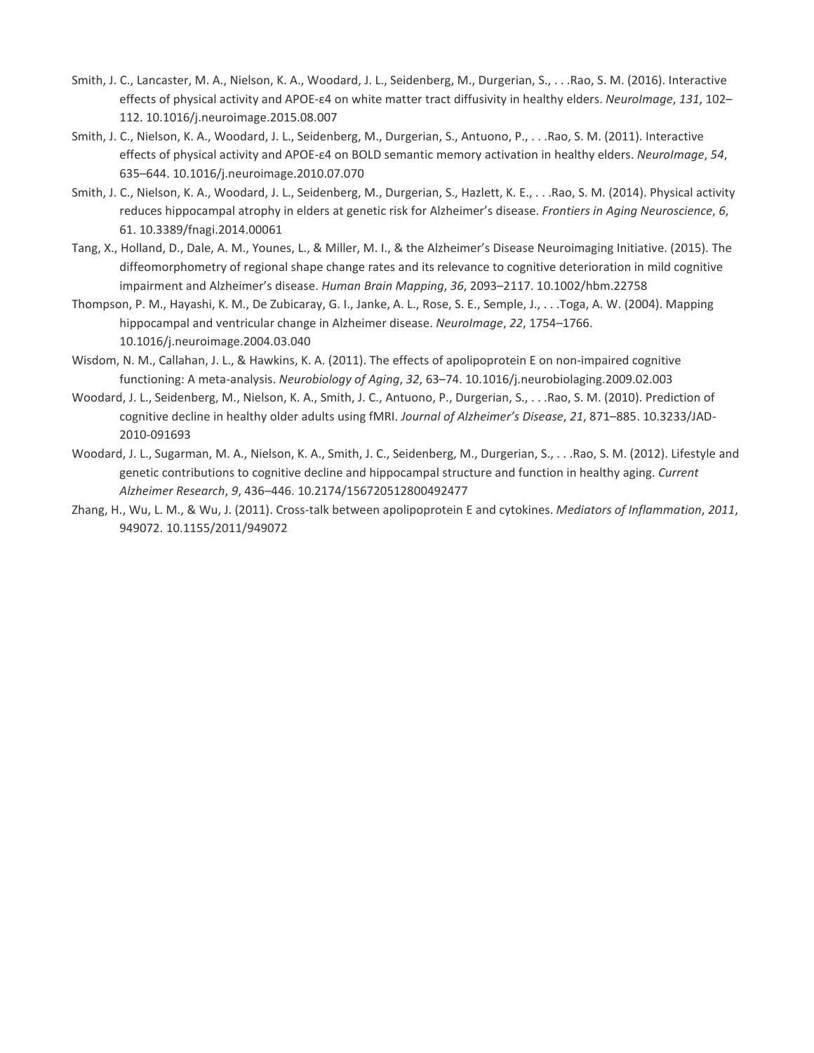Smith, J. C., Lancaster, M. A., Nielson, K. A., Woodard, J. L., Seidenberg, M., Durgerian, S., . . .Rao, S. M. (2016). Interactive effects of physical activity and APOE-ε4 on white matter tract diffusivity in healthy elders. *NeuroImage*, *131*, 102–112. 10.1016/j.neuroimage.2015.08.007

Smith, J. C., Nielson, K. A., Woodard, J. L., Seidenberg, M., Durgerian, S., Antuono, P., . . .Rao, S. M. (2011). Interactive effects of physical activity and APOE-ε4 on BOLD semantic memory activation in healthy elders. *NeuroImage*, *54*, 635–644. 10.1016/j.neuroimage.2010.07.070

Smith, J. C., Nielson, K. A., Woodard, J. L., Seidenberg, M., Durgerian, S., Hazlett, K. E., . . .Rao, S. M. (2014). Physical activity reduces hippocampal atrophy in elders at genetic risk for Alzheimer's disease. *Frontiers in Aging Neuroscience*, *6*, 61. 10.3389/fnagi.2014.00061

Tang, X., Holland, D., Dale, A. M., Younes, L., & Miller, M. I., & the Alzheimer's Disease Neuroimaging Initiative. (2015). The diffeomorphometry of regional shape change rates and its relevance to cognitive deterioration in mild cognitive impairment and Alzheimer's disease. *Human Brain Mapping*, *36*, 2093–2117. 10.1002/hbm.22758

Thompson, P. M., Hayashi, K. M., De Zubicaray, G. I., Janke, A. L., Rose, S. E., Semple, J., . . .Toga, A. W. (2004). Mapping hippocampal and ventricular change in Alzheimer disease. *NeuroImage*, *22*, 1754–1766. 10.1016/j.neuroimage.2004.03.040

Wisdom, N. M., Callahan, J. L., & Hawkins, K. A. (2011). The effects of apolipoprotein E on non-impaired cognitive functioning: A meta-analysis. *Neurobiology of Aging*, *32*, 63–74. 10.1016/j.neurobiolaging.2009.02.003

Woodard, J. L., Seidenberg, M., Nielson, K. A., Smith, J. C., Antuono, P., Durgerian, S., . . .Rao, S. M. (2010). Prediction of cognitive decline in healthy older adults using fMRI. *Journal of Alzheimer's Disease*, *21*, 871–885. 10.3233/JAD-2010-091693

Woodard, J. L., Sugarman, M. A., Nielson, K. A., Smith, J. C., Seidenberg, M., Durgerian, S., . . .Rao, S. M. (2012). Lifestyle and genetic contributions to cognitive decline and hippocampal structure and function in healthy aging. *Current Alzheimer Research*, *9*, 436–446. 10.2174/156720512800492477

Zhang, H., Wu, L. M., & Wu, J. (2011). Cross-talk between apolipoprotein E and cytokines. *Mediators of Inflammation*, *2011*, 949072. 10.1155/2011/949072